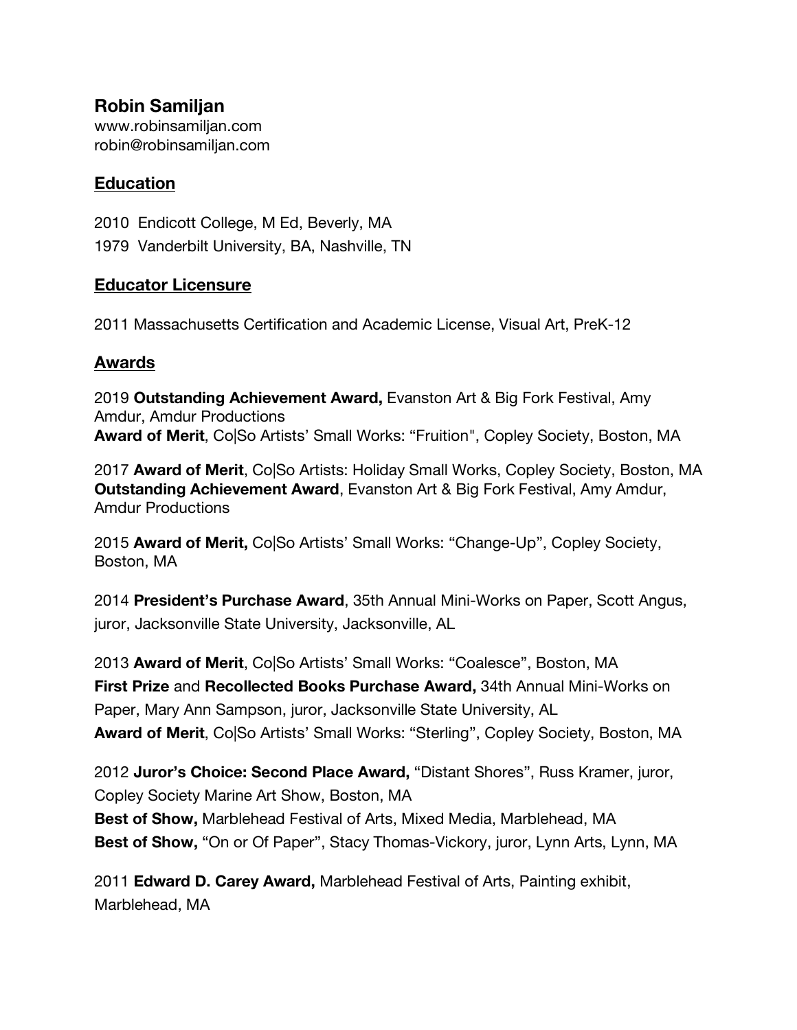# Robin Samiljan

www.robinsamiljan.com
robin@robinsamiljan.com

## Education

2010 Endicott College, M Ed, Beverly, MA
1979 Vanderbilt University, BA, Nashville, TN

## Educator Licensure

2011 Massachusetts Certification and Academic License, Visual Art, PreK-12

## Awards

2019 **Outstanding Achievement Award,** Evanston Art & Big Fork Festival, Amy Amdur, Amdur Productions
**Award of Merit**, Co|So Artists' Small Works: "Fruition", Copley Society, Boston, MA

2017 **Award of Merit**, Co|So Artists: Holiday Small Works, Copley Society, Boston, MA
**Outstanding Achievement Award**, Evanston Art & Big Fork Festival, Amy Amdur, Amdur Productions

2015 **Award of Merit,** Co|So Artists' Small Works: "Change-Up", Copley Society, Boston, MA

2014 **President's Purchase Award**, 35th Annual Mini-Works on Paper, Scott Angus, juror, Jacksonville State University, Jacksonville, AL

2013 **Award of Merit**, Co|So Artists' Small Works: "Coalesce", Boston, MA
**First Prize** and **Recollected Books Purchase Award,** 34th Annual Mini-Works on Paper, Mary Ann Sampson, juror, Jacksonville State University, AL
**Award of Merit**, Co|So Artists' Small Works: "Sterling", Copley Society, Boston, MA

2012 **Juror's Choice: Second Place Award,** "Distant Shores", Russ Kramer, juror, Copley Society Marine Art Show, Boston, MA
**Best of Show,** Marblehead Festival of Arts, Mixed Media, Marblehead, MA
**Best of Show,** "On or Of Paper", Stacy Thomas-Vickory, juror, Lynn Arts, Lynn, MA

2011 **Edward D. Carey Award,** Marblehead Festival of Arts, Painting exhibit, Marblehead, MA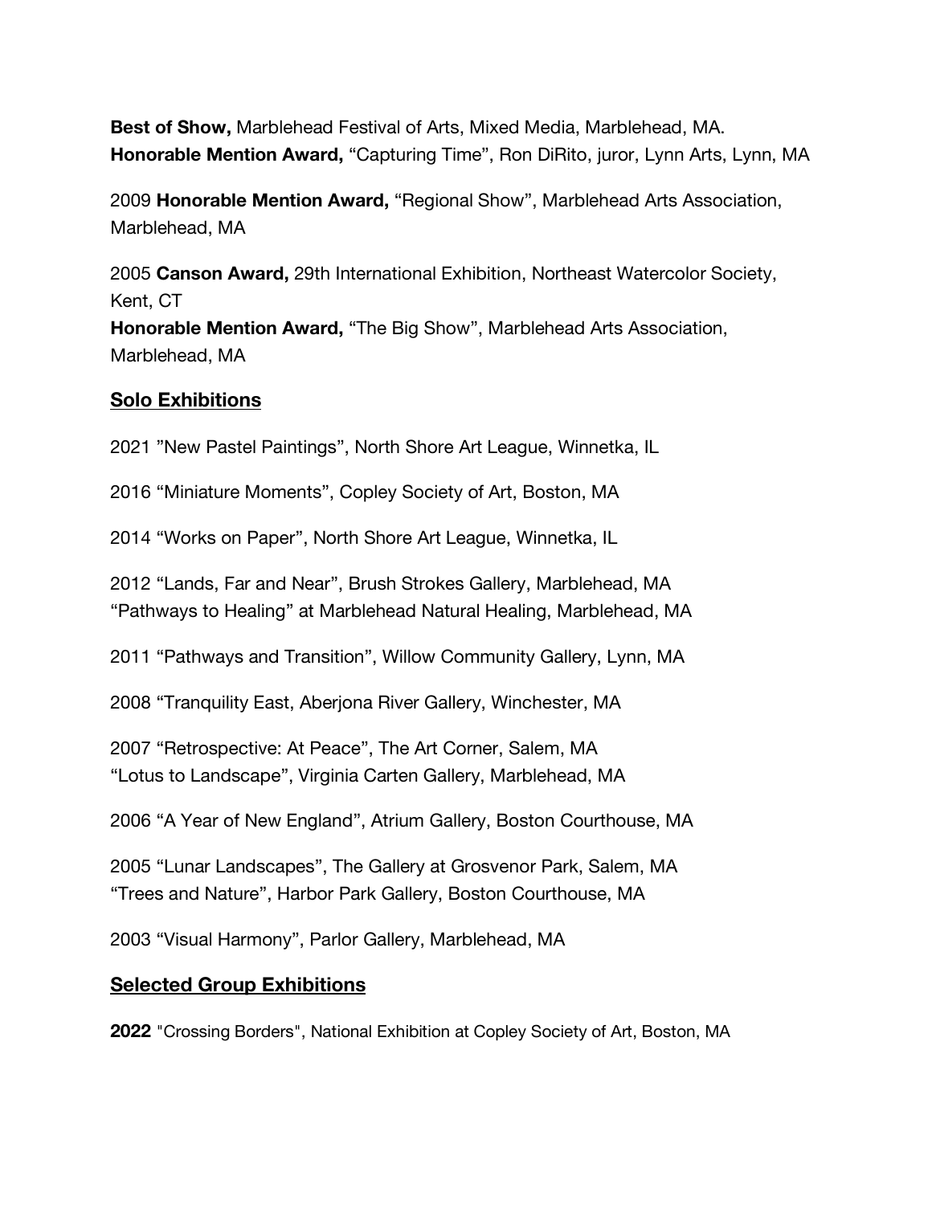**Best of Show,** Marblehead Festival of Arts, Mixed Media, Marblehead, MA.
**Honorable Mention Award,** "Capturing Time", Ron DiRito, juror, Lynn Arts, Lynn, MA

2009 **Honorable Mention Award,** "Regional Show", Marblehead Arts Association, Marblehead, MA

2005 **Canson Award,** 29th International Exhibition, Northeast Watercolor Society, Kent, CT
**Honorable Mention Award,** "The Big Show", Marblehead Arts Association, Marblehead, MA

## Solo Exhibitions

2021 "New Pastel Paintings", North Shore Art League, Winnetka, IL

2016 "Miniature Moments", Copley Society of Art, Boston, MA

2014 "Works on Paper", North Shore Art League, Winnetka, IL

2012 "Lands, Far and Near", Brush Strokes Gallery, Marblehead, MA
"Pathways to Healing" at Marblehead Natural Healing, Marblehead, MA

2011 "Pathways and Transition", Willow Community Gallery, Lynn, MA

2008 "Tranquility East, Aberjona River Gallery, Winchester, MA

2007 "Retrospective: At Peace", The Art Corner, Salem, MA
"Lotus to Landscape", Virginia Carten Gallery, Marblehead, MA

2006 "A Year of New England", Atrium Gallery, Boston Courthouse, MA

2005 "Lunar Landscapes", The Gallery at Grosvenor Park, Salem, MA
"Trees and Nature", Harbor Park Gallery, Boston Courthouse, MA

2003 "Visual Harmony", Parlor Gallery, Marblehead, MA

## Selected Group Exhibitions

**2022** "Crossing Borders", National Exhibition at Copley Society of Art, Boston, MA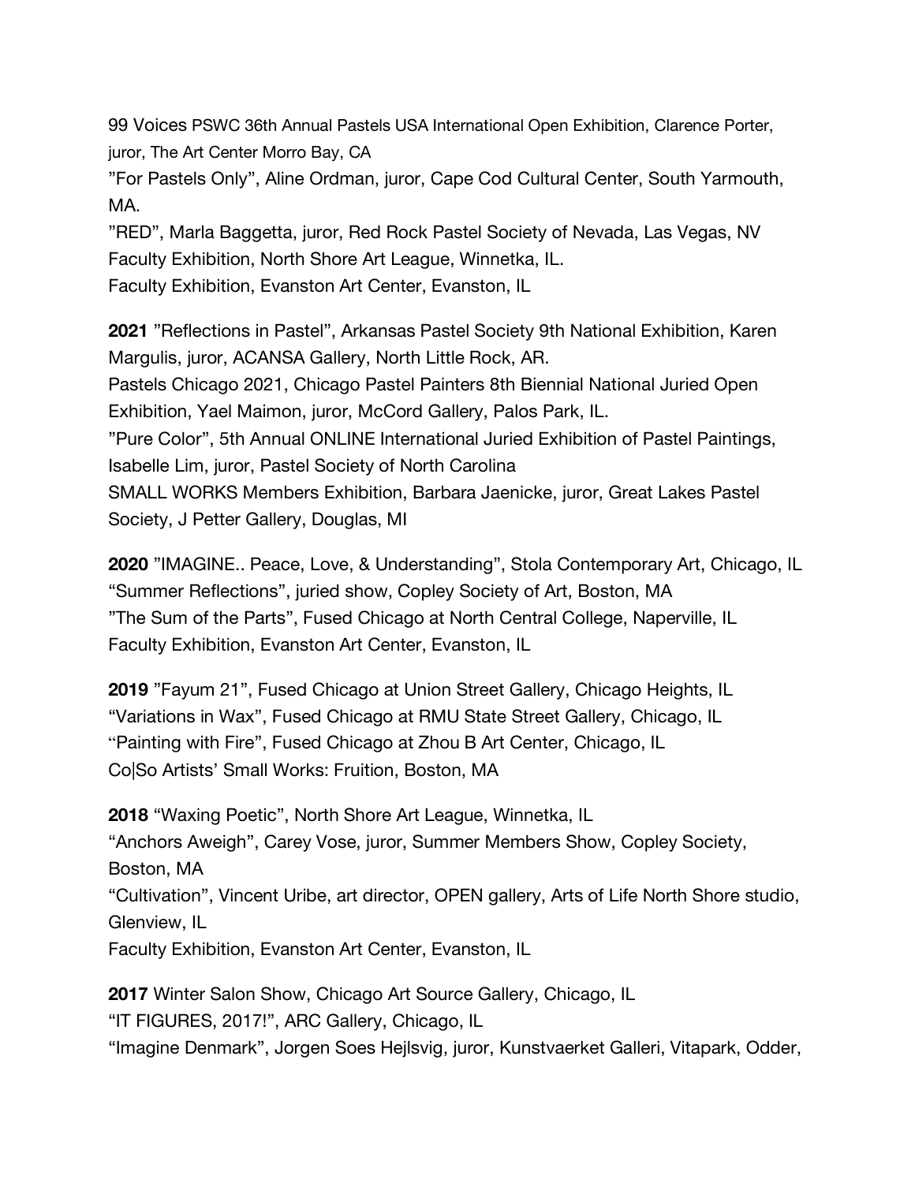99 Voices PSWC 36th Annual Pastels USA International Open Exhibition, Clarence Porter, juror, The Art Center Morro Bay, CA
”For Pastels Only”, Aline Ordman, juror, Cape Cod Cultural Center, South Yarmouth, MA.
”RED”, Marla Baggetta, juror, Red Rock Pastel Society of Nevada, Las Vegas, NV
Faculty Exhibition, North Shore Art League, Winnetka, IL.
Faculty Exhibition, Evanston Art Center, Evanston, IL

**2021** ”Reflections in Pastel”, Arkansas Pastel Society 9th National Exhibition, Karen Margulis, juror, ACANSA Gallery, North Little Rock, AR.
Pastels Chicago 2021, Chicago Pastel Painters 8th Biennial National Juried Open Exhibition, Yael Maimon, juror, McCord Gallery, Palos Park, IL.
”Pure Color”, 5th Annual ONLINE International Juried Exhibition of Pastel Paintings, Isabelle Lim, juror, Pastel Society of North Carolina
SMALL WORKS Members Exhibition, Barbara Jaenicke, juror, Great Lakes Pastel Society, J Petter Gallery, Douglas, MI

**2020** ”IMAGINE.. Peace, Love, & Understanding”, Stola Contemporary Art, Chicago, IL
“Summer Reflections”, juried show, Copley Society of Art, Boston, MA
”The Sum of the Parts”, Fused Chicago at North Central College, Naperville, IL
Faculty Exhibition, Evanston Art Center, Evanston, IL

**2019** ”Fayum 21”, Fused Chicago at Union Street Gallery, Chicago Heights, IL
“Variations in Wax”, Fused Chicago at RMU State Street Gallery, Chicago, IL
“Painting with Fire”, Fused Chicago at Zhou B Art Center, Chicago, IL
Co|So Artists’ Small Works: Fruition, Boston, MA

**2018** “Waxing Poetic”, North Shore Art League, Winnetka, IL
“Anchors Aweigh”, Carey Vose, juror, Summer Members Show, Copley Society, Boston, MA
“Cultivation”, Vincent Uribe, art director, OPEN gallery, Arts of Life North Shore studio, Glenview, IL
Faculty Exhibition, Evanston Art Center, Evanston, IL

**2017** Winter Salon Show, Chicago Art Source Gallery, Chicago, IL
“IT FIGURES, 2017!”, ARC Gallery, Chicago, IL
“Imagine Denmark”, Jorgen Soes Hejlsvig, juror, Kunstvaerket Galleri, Vitapark, Odder,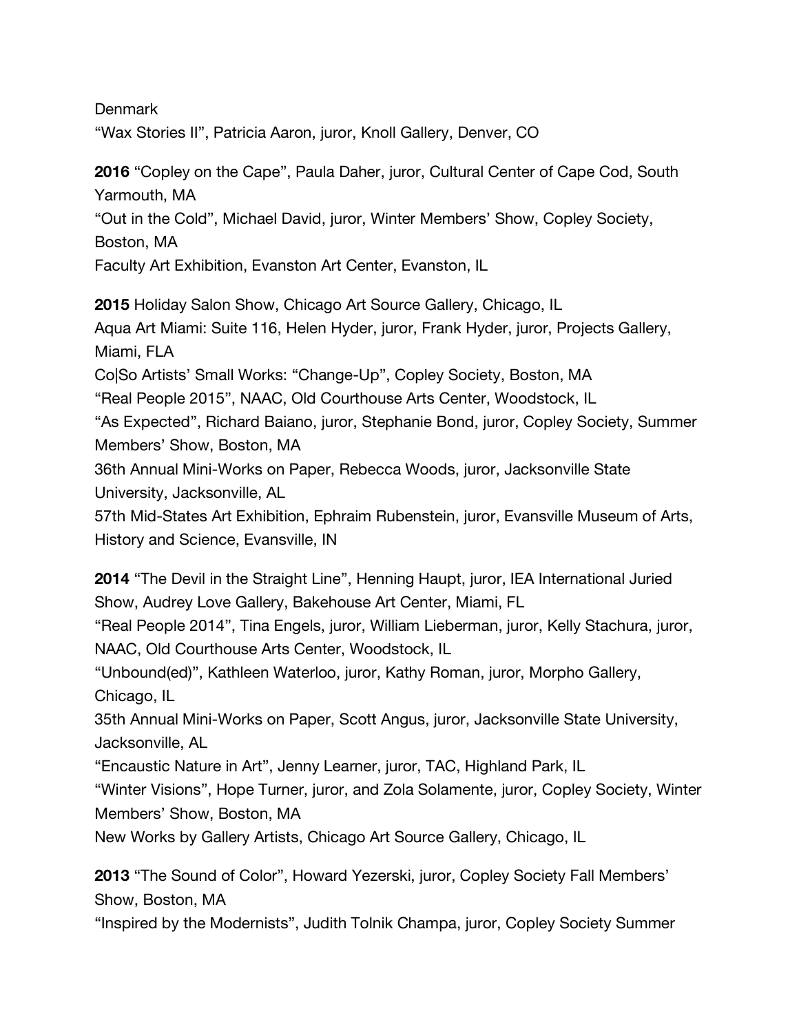Denmark

"Wax Stories II", Patricia Aaron, juror, Knoll Gallery, Denver, CO

**2016** "Copley on the Cape", Paula Daher, juror, Cultural Center of Cape Cod, South Yarmouth, MA

"Out in the Cold", Michael David, juror, Winter Members' Show, Copley Society, Boston, MA

Faculty Art Exhibition, Evanston Art Center, Evanston, IL

**2015** Holiday Salon Show, Chicago Art Source Gallery, Chicago, IL

Aqua Art Miami: Suite 116, Helen Hyder, juror, Frank Hyder, juror, Projects Gallery, Miami, FLA

Co|So Artists' Small Works: "Change-Up", Copley Society, Boston, MA

"Real People 2015", NAAC, Old Courthouse Arts Center, Woodstock, IL

"As Expected", Richard Baiano, juror, Stephanie Bond, juror, Copley Society, Summer Members' Show, Boston, MA

36th Annual Mini-Works on Paper, Rebecca Woods, juror, Jacksonville State University, Jacksonville, AL

57th Mid-States Art Exhibition, Ephraim Rubenstein, juror, Evansville Museum of Arts, History and Science, Evansville, IN

**2014** "The Devil in the Straight Line", Henning Haupt, juror, IEA International Juried Show, Audrey Love Gallery, Bakehouse Art Center, Miami, FL

"Real People 2014", Tina Engels, juror, William Lieberman, juror, Kelly Stachura, juror, NAAC, Old Courthouse Arts Center, Woodstock, IL

"Unbound(ed)", Kathleen Waterloo, juror, Kathy Roman, juror, Morpho Gallery, Chicago, IL

35th Annual Mini-Works on Paper, Scott Angus, juror, Jacksonville State University, Jacksonville, AL

"Encaustic Nature in Art", Jenny Learner, juror, TAC, Highland Park, IL

"Winter Visions", Hope Turner, juror, and Zola Solamente, juror, Copley Society, Winter Members' Show, Boston, MA

New Works by Gallery Artists, Chicago Art Source Gallery, Chicago, IL

**2013** "The Sound of Color", Howard Yezerski, juror, Copley Society Fall Members' Show, Boston, MA

"Inspired by the Modernists", Judith Tolnik Champa, juror, Copley Society Summer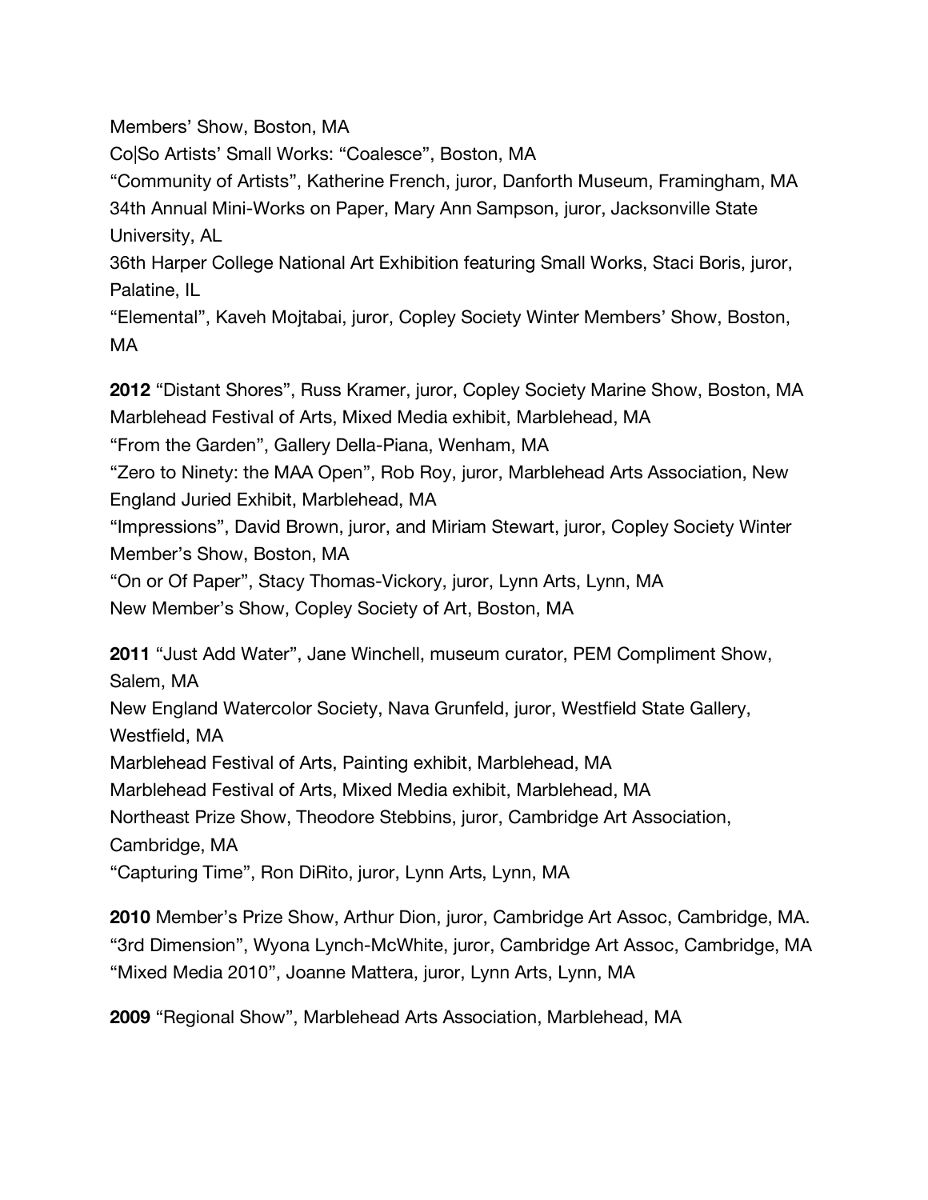Members' Show, Boston, MA

Co|So Artists' Small Works: "Coalesce", Boston, MA

"Community of Artists", Katherine French, juror, Danforth Museum, Framingham, MA

34th Annual Mini-Works on Paper, Mary Ann Sampson, juror, Jacksonville State University, AL

36th Harper College National Art Exhibition featuring Small Works, Staci Boris, juror, Palatine, IL

"Elemental", Kaveh Mojtabai, juror, Copley Society Winter Members' Show, Boston, MA

**2012** "Distant Shores", Russ Kramer, juror, Copley Society Marine Show, Boston, MA

Marblehead Festival of Arts, Mixed Media exhibit, Marblehead, MA

"From the Garden", Gallery Della-Piana, Wenham, MA

"Zero to Ninety: the MAA Open", Rob Roy, juror, Marblehead Arts Association, New England Juried Exhibit, Marblehead, MA

"Impressions", David Brown, juror, and Miriam Stewart, juror, Copley Society Winter Member's Show, Boston, MA

"On or Of Paper", Stacy Thomas-Vickory, juror, Lynn Arts, Lynn, MA

New Member's Show, Copley Society of Art, Boston, MA

**2011** "Just Add Water", Jane Winchell, museum curator, PEM Compliment Show, Salem, MA

New England Watercolor Society, Nava Grunfeld, juror, Westfield State Gallery, Westfield, MA

Marblehead Festival of Arts, Painting exhibit, Marblehead, MA

Marblehead Festival of Arts, Mixed Media exhibit, Marblehead, MA

Northeast Prize Show, Theodore Stebbins, juror, Cambridge Art Association, Cambridge, MA

"Capturing Time", Ron DiRito, juror, Lynn Arts, Lynn, MA

**2010** Member's Prize Show, Arthur Dion, juror, Cambridge Art Assoc, Cambridge, MA.

"3rd Dimension", Wyona Lynch-McWhite, juror, Cambridge Art Assoc, Cambridge, MA

"Mixed Media 2010", Joanne Mattera, juror, Lynn Arts, Lynn, MA

**2009** "Regional Show", Marblehead Arts Association, Marblehead, MA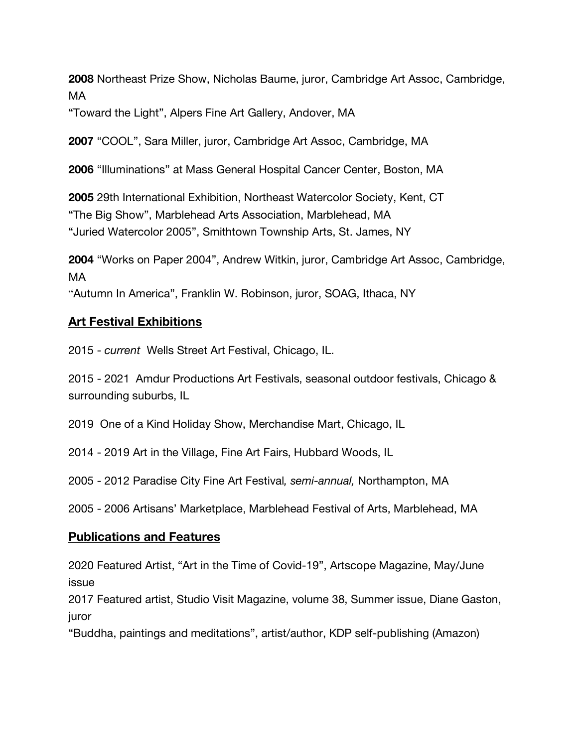**2008** Northeast Prize Show, Nicholas Baume, juror, Cambridge Art Assoc, Cambridge, MA
"Toward the Light", Alpers Fine Art Gallery, Andover, MA

**2007** "COOL", Sara Miller, juror, Cambridge Art Assoc, Cambridge, MA

**2006** "Illuminations" at Mass General Hospital Cancer Center, Boston, MA

**2005** 29th International Exhibition, Northeast Watercolor Society, Kent, CT
"The Big Show", Marblehead Arts Association, Marblehead, MA
"Juried Watercolor 2005", Smithtown Township Arts, St. James, NY

**2004** "Works on Paper 2004", Andrew Witkin, juror, Cambridge Art Assoc, Cambridge, MA
"Autumn In America", Franklin W. Robinson, juror, SOAG, Ithaca, NY

## Art Festival Exhibitions

2015 - *current* Wells Street Art Festival, Chicago, IL.

2015 - 2021 Amdur Productions Art Festivals, seasonal outdoor festivals, Chicago & surrounding suburbs, IL

2019 One of a Kind Holiday Show, Merchandise Mart, Chicago, IL

2014 - 2019 Art in the Village, Fine Art Fairs, Hubbard Woods, IL

2005 - 2012 Paradise City Fine Art Festival*, semi-annual,* Northampton, MA

2005 - 2006 Artisans' Marketplace, Marblehead Festival of Arts, Marblehead, MA

## Publications and Features

2020 Featured Artist, "Art in the Time of Covid-19", Artscope Magazine, May/June issue
2017 Featured artist, Studio Visit Magazine, volume 38, Summer issue, Diane Gaston, juror
"Buddha, paintings and meditations", artist/author, KDP self-publishing (Amazon)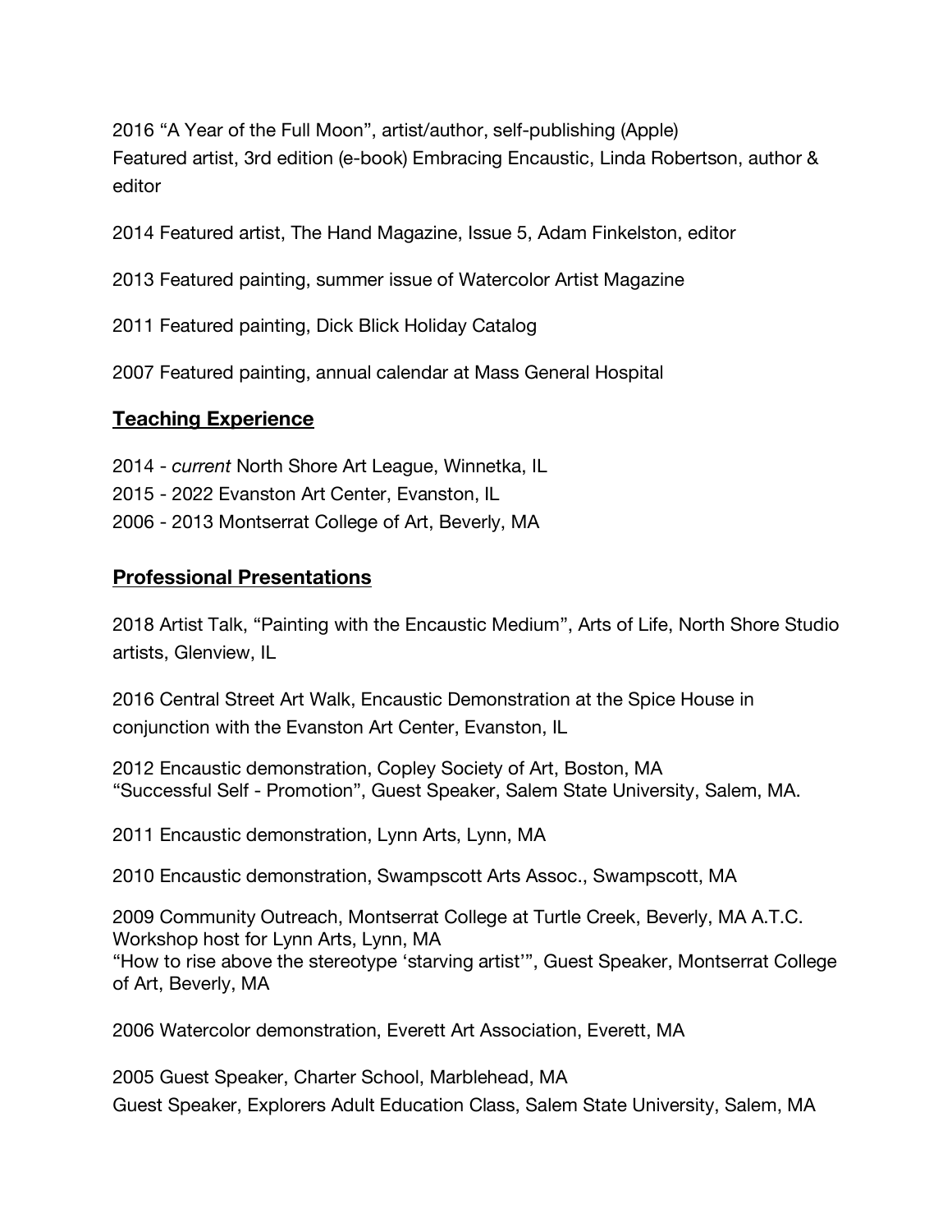2016 “A Year of the Full Moon”, artist/author, self-publishing (Apple)
Featured artist, 3rd edition (e-book) Embracing Encaustic, Linda Robertson, author & editor

2014 Featured artist, The Hand Magazine, Issue 5, Adam Finkelston, editor

2013 Featured painting, summer issue of Watercolor Artist Magazine

2011 Featured painting, Dick Blick Holiday Catalog

2007 Featured painting, annual calendar at Mass General Hospital

## Teaching Experience

2014 - *current* North Shore Art League, Winnetka, IL
2015 - 2022 Evanston Art Center, Evanston, IL
2006 - 2013 Montserrat College of Art, Beverly, MA

## Professional Presentations

2018 Artist Talk, “Painting with the Encaustic Medium”, Arts of Life, North Shore Studio artists, Glenview, IL

2016 Central Street Art Walk, Encaustic Demonstration at the Spice House in conjunction with the Evanston Art Center, Evanston, IL

2012 Encaustic demonstration, Copley Society of Art, Boston, MA
“Successful Self - Promotion”, Guest Speaker, Salem State University, Salem, MA.

2011 Encaustic demonstration, Lynn Arts, Lynn, MA

2010 Encaustic demonstration, Swampscott Arts Assoc., Swampscott, MA

2009 Community Outreach, Montserrat College at Turtle Creek, Beverly, MA A.T.C. Workshop host for Lynn Arts, Lynn, MA
“How to rise above the stereotype ‘starving artist’”, Guest Speaker, Montserrat College of Art, Beverly, MA

2006 Watercolor demonstration, Everett Art Association, Everett, MA

2005 Guest Speaker, Charter School, Marblehead, MA
Guest Speaker, Explorers Adult Education Class, Salem State University, Salem, MA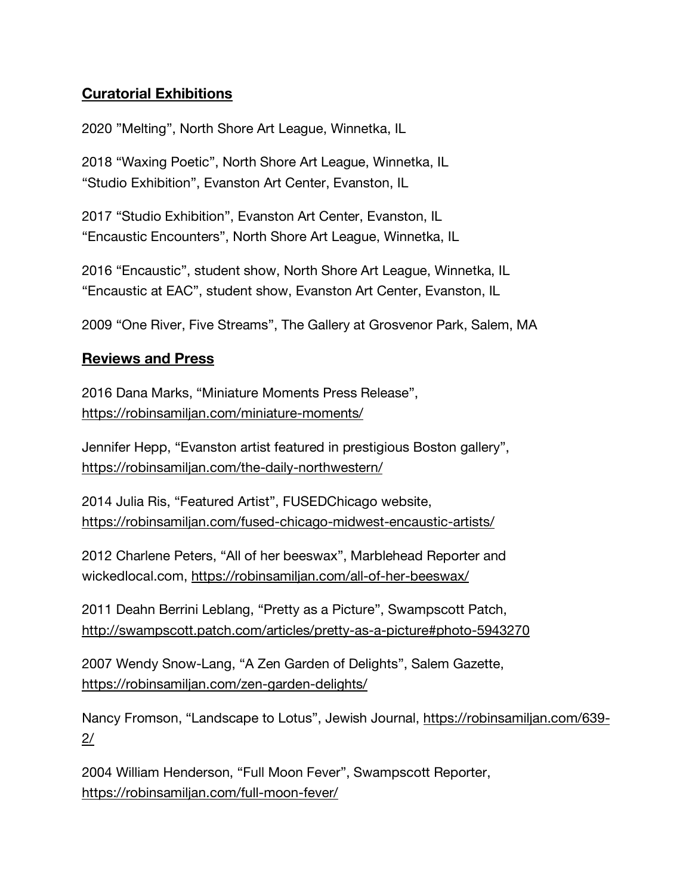## Curatorial Exhibitions

2020 ”Melting”, North Shore Art League, Winnetka, IL

2018 “Waxing Poetic”, North Shore Art League, Winnetka, IL
“Studio Exhibition”, Evanston Art Center, Evanston, IL

2017 “Studio Exhibition”, Evanston Art Center, Evanston, IL
“Encaustic Encounters”, North Shore Art League, Winnetka, IL

2016 “Encaustic”, student show, North Shore Art League, Winnetka, IL
“Encaustic at EAC”, student show, Evanston Art Center, Evanston, IL

2009 “One River, Five Streams”, The Gallery at Grosvenor Park, Salem, MA

## Reviews and Press

2016 Dana Marks, “Miniature Moments Press Release”, https://robinsamiljan.com/miniature-moments/

Jennifer Hepp, “Evanston artist featured in prestigious Boston gallery”, https://robinsamiljan.com/the-daily-northwestern/

2014 Julia Ris, “Featured Artist”, FUSEDChicago website, https://robinsamiljan.com/fused-chicago-midwest-encaustic-artists/

2012 Charlene Peters, “All of her beeswax”, Marblehead Reporter and wickedlocal.com, https://robinsamiljan.com/all-of-her-beeswax/

2011 Deahn Berrini Leblang, “Pretty as a Picture”, Swampscott Patch, http://swampscott.patch.com/articles/pretty-as-a-picture#photo-5943270

2007 Wendy Snow-Lang, “A Zen Garden of Delights”, Salem Gazette, https://robinsamiljan.com/zen-garden-delights/

Nancy Fromson, “Landscape to Lotus”, Jewish Journal, https://robinsamiljan.com/639-2/

2004 William Henderson, “Full Moon Fever”, Swampscott Reporter, https://robinsamiljan.com/full-moon-fever/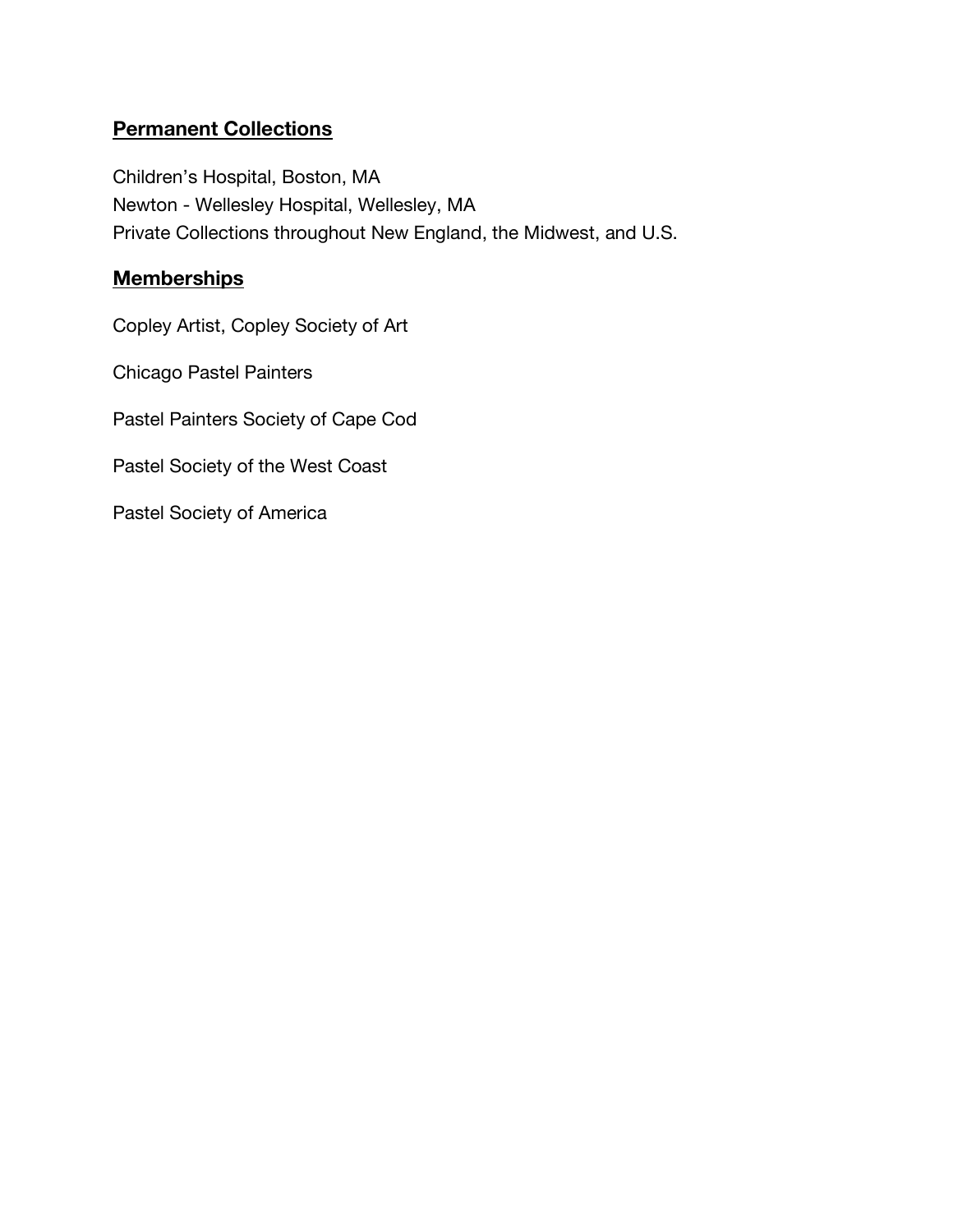## Permanent Collections

Children's Hospital, Boston, MA
Newton - Wellesley Hospital, Wellesley, MA
Private Collections throughout New England, the Midwest, and U.S.

## Memberships

Copley Artist, Copley Society of Art

Chicago Pastel Painters

Pastel Painters Society of Cape Cod

Pastel Society of the West Coast

Pastel Society of America